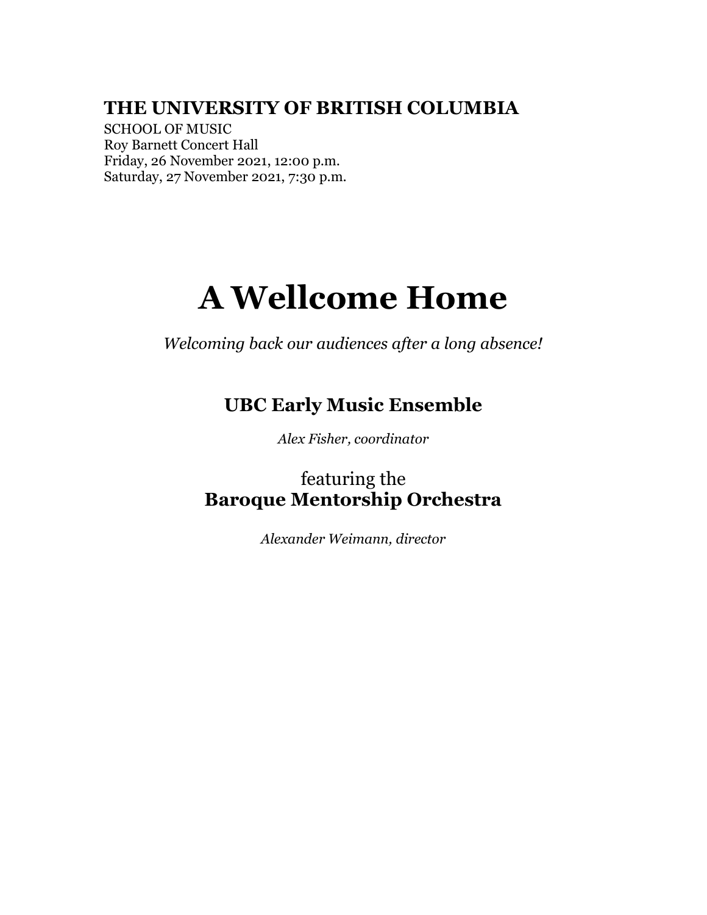**THE UNIVERSITY OF BRITISH COLUMBIA**

SCHOOL OF MUSIC
Roy Barnett Concert Hall
Friday, 26 November 2021, 12:00 p.m.
Saturday, 27 November 2021, 7:30 p.m.

# A Wellcome Home

*Welcoming back our audiences after a long absence!*

## UBC Early Music Ensemble

*Alex Fisher, coordinator*

featuring the
**Baroque Mentorship Orchestra**

*Alexander Weimann, director*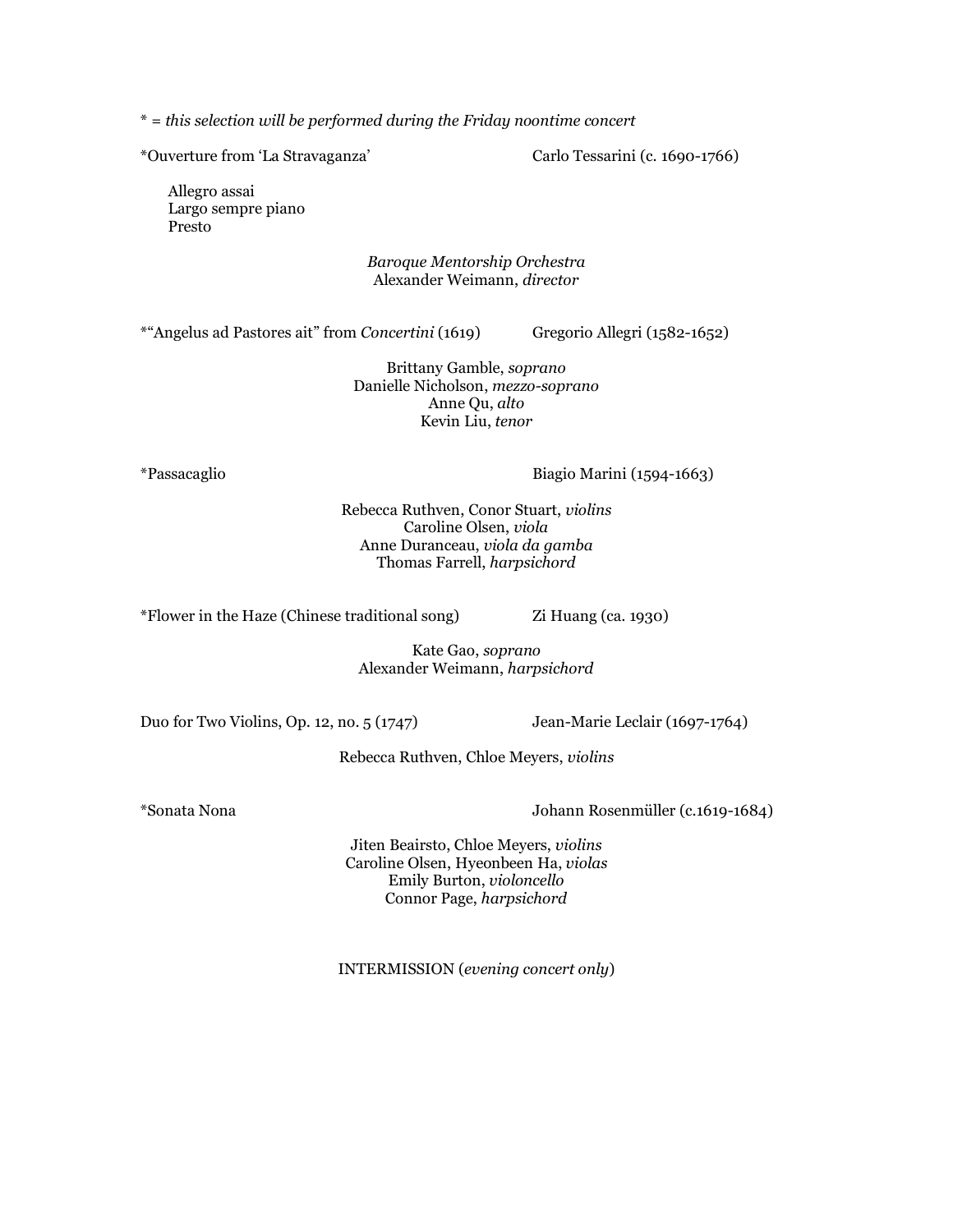* = *this selection will be performed during the Friday noontime concert*

*Ouverture from 'La Stravaganza' — Carlo Tessarini (c. 1690-1766)

Allegro assai
Largo sempre piano
Presto

*Baroque Mentorship Orchestra*
Alexander Weimann, *director*

*"Angelus ad Pastores ait" from *Concertini* (1619) — Gregorio Allegri (1582-1652)

Brittany Gamble, *soprano*
Danielle Nicholson, *mezzo-soprano*
Anne Qu, *alto*
Kevin Liu, *tenor*

*Passacaglio — Biagio Marini (1594-1663)

Rebecca Ruthven, Conor Stuart, *violins*
Caroline Olsen, *viola*
Anne Duranceau, *viola da gamba*
Thomas Farrell, *harpsichord*

*Flower in the Haze (Chinese traditional song) — Zi Huang (ca. 1930)

Kate Gao, *soprano*
Alexander Weimann, *harpsichord*

Duo for Two Violins, Op. 12, no. 5 (1747) — Jean-Marie Leclair (1697-1764)

Rebecca Ruthven, Chloe Meyers, *violins*

*Sonata Nona — Johann Rosenmüller (c.1619-1684)

Jiten Beairsto, Chloe Meyers, *violins*
Caroline Olsen, Hyeonbeen Ha, *violas*
Emily Burton, *violoncello*
Connor Page, *harpsichord*

INTERMISSION (*evening concert only*)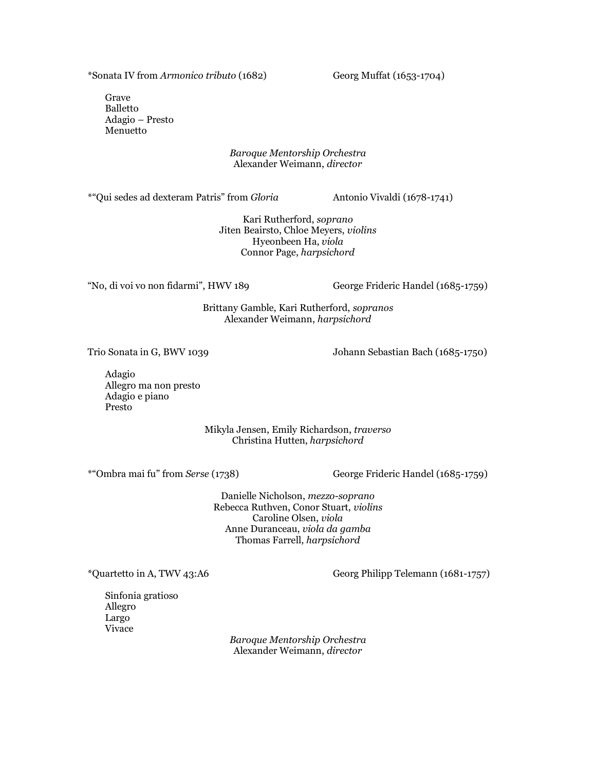*Sonata IV from *Armonico tributo* (1682) — Georg Muffat (1653-1704)

Grave
Balletto
Adagio – Presto
Menuetto

*Baroque Mentorship Orchestra*
Alexander Weimann, *director*

*"Qui sedes ad dexteram Patris" from *Gloria* — Antonio Vivaldi (1678-1741)

Kari Rutherford, *soprano*
Jiten Beairsto, Chloe Meyers, *violins*
Hyeonbeen Ha, *viola*
Connor Page, *harpsichord*

"No, di voi vo non fidarmi", HWV 189 — George Frideric Handel (1685-1759)

Brittany Gamble, Kari Rutherford, *sopranos*
Alexander Weimann, *harpsichord*

Trio Sonata in G, BWV 1039 — Johann Sebastian Bach (1685-1750)

Adagio
Allegro ma non presto
Adagio e piano
Presto

Mikyla Jensen, Emily Richardson, *traverso*
Christina Hutten, *harpsichord*

*"Ombra mai fu" from *Serse* (1738) — George Frideric Handel (1685-1759)

Danielle Nicholson, *mezzo-soprano*
Rebecca Ruthven, Conor Stuart, *violins*
Caroline Olsen, *viola*
Anne Duranceau, *viola da gamba*
Thomas Farrell, *harpsichord*

*Quartetto in A, TWV 43:A6 — Georg Philipp Telemann (1681-1757)

Sinfonia gratioso
Allegro
Largo
Vivace

*Baroque Mentorship Orchestra*
Alexander Weimann, *director*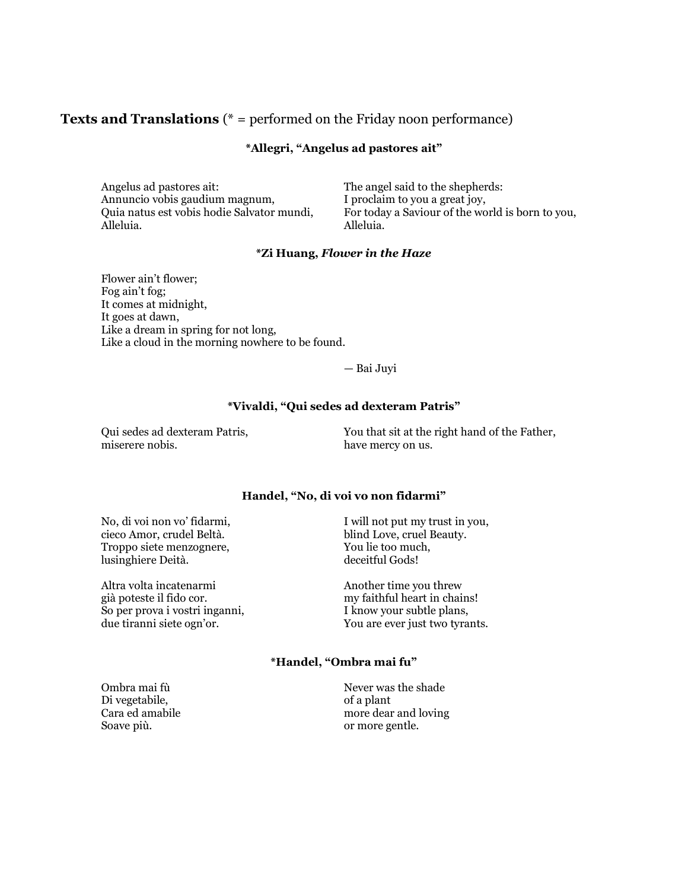## **Texts and Translations** (* = performed on the Friday noon performance)

### *Allegri, "Angelus ad pastores ait"

| | |
|---|---|
| Angelus ad pastores ait:<br>Annuncio vobis gaudium magnum,<br>Quia natus est vobis hodie Salvator mundi,<br>Alleluia. | The angel said to the shepherds:<br>I proclaim to you a great joy,<br>For today a Saviour of the world is born to you,<br>Alleluia. |

### *Zi Huang, *Flower in the Haze*

Flower ain't flower;  
Fog ain't fog;  
It comes at midnight,  
It goes at dawn,  
Like a dream in spring for not long,  
Like a cloud in the morning nowhere to be found.

— Bai Juyi

### *Vivaldi, "Qui sedes ad dexteram Patris"

| | |
|---|---|
| Qui sedes ad dexteram Patris,<br>miserere nobis. | You that sit at the right hand of the Father,<br>have mercy on us. |

### Handel, "No, di voi vo non fidarmi"

| | |
|---|---|
| No, di voi non vo' fidarmi,<br>cieco Amor, crudel Beltà.<br>Troppo siete menzognere,<br>lusinghiere Deità. | I will not put my trust in you,<br>blind Love, cruel Beauty.<br>You lie too much,<br>deceitful Gods! |
| Altra volta incatenarmi<br>già poteste il fido cor.<br>So per prova i vostri inganni,<br>due tiranni siete ogn'or. | Another time you threw<br>my faithful heart in chains!<br>I know your subtle plans,<br>You are ever just two tyrants. |

### *Handel, "Ombra mai fu"

| | |
|---|---|
| Ombra mai fù<br>Di vegetabile,<br>Cara ed amabile<br>Soave più. | Never was the shade<br>of a plant<br>more dear and loving<br>or more gentle. |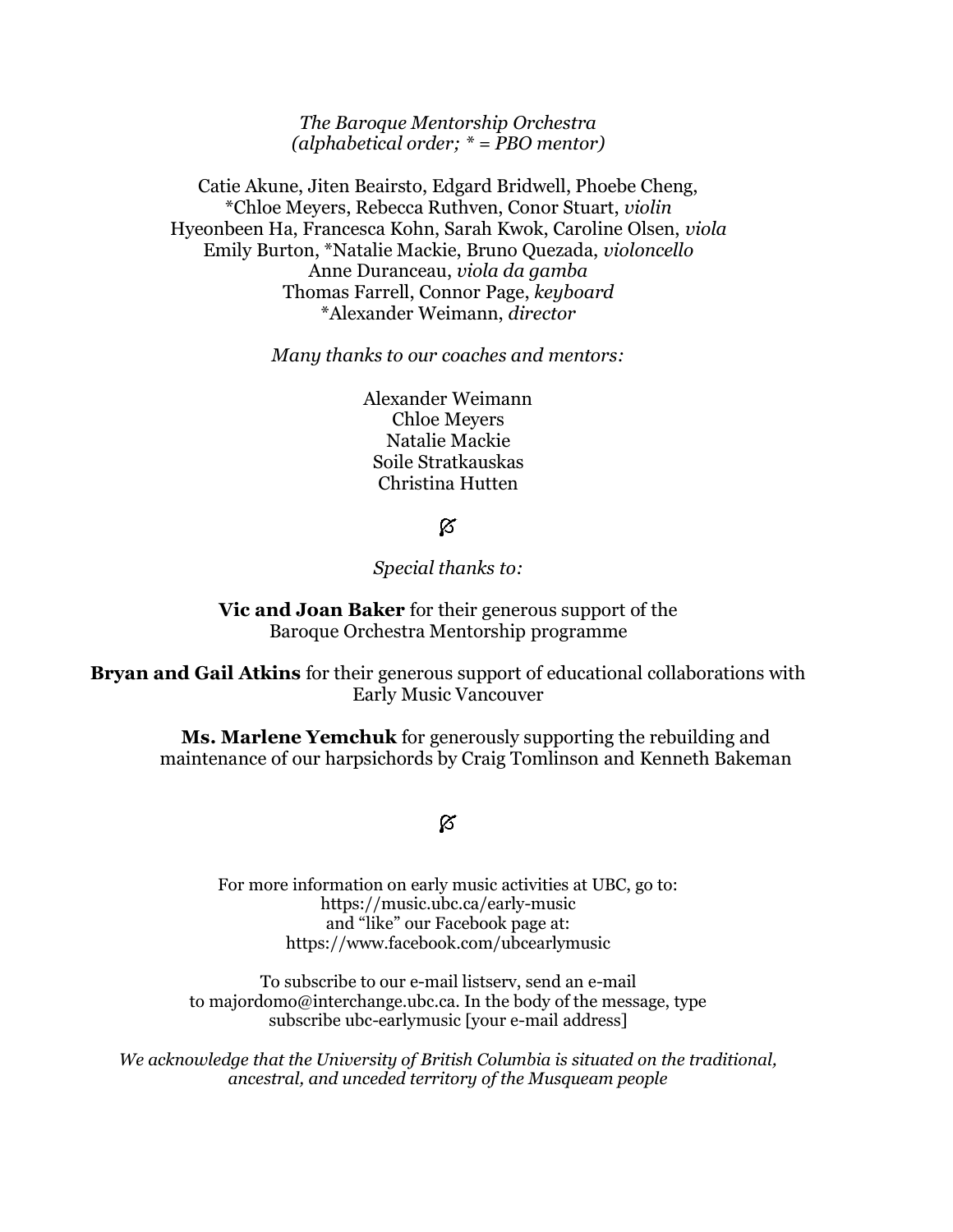*The Baroque Mentorship Orchestra*
*(alphabetical order; * = PBO mentor)*

Catie Akune, Jiten Beairsto, Edgard Bridwell, Phoebe Cheng, *Chloe Meyers, Rebecca Ruthven, Conor Stuart, *violin*
Hyeonbeen Ha, Francesca Kohn, Sarah Kwok, Caroline Olsen, *viola*
Emily Burton, *Natalie Mackie, Bruno Quezada, *violoncello*
Anne Duranceau, *viola da gamba*
Thomas Farrell, Connor Page, *keyboard*
*Alexander Weimann, *director*

*Many thanks to our coaches and mentors:*

Alexander Weimann
Chloe Meyers
Natalie Mackie
Soile Stratkauskas
Christina Hutten

*Special thanks to:*

**Vic and Joan Baker** for their generous support of the Baroque Orchestra Mentorship programme

**Bryan and Gail Atkins** for their generous support of educational collaborations with Early Music Vancouver

**Ms. Marlene Yemchuk** for generously supporting the rebuilding and maintenance of our harpsichords by Craig Tomlinson and Kenneth Bakeman

For more information on early music activities at UBC, go to:
https://music.ubc.ca/early-music
and "like" our Facebook page at:
https://www.facebook.com/ubcearlymusic

To subscribe to our e-mail listserv, send an e-mail to majordomo@interchange.ubc.ca. In the body of the message, type subscribe ubc-earlymusic [your e-mail address]

*We acknowledge that the University of British Columbia is situated on the traditional, ancestral, and unceded territory of the Musqueam people*